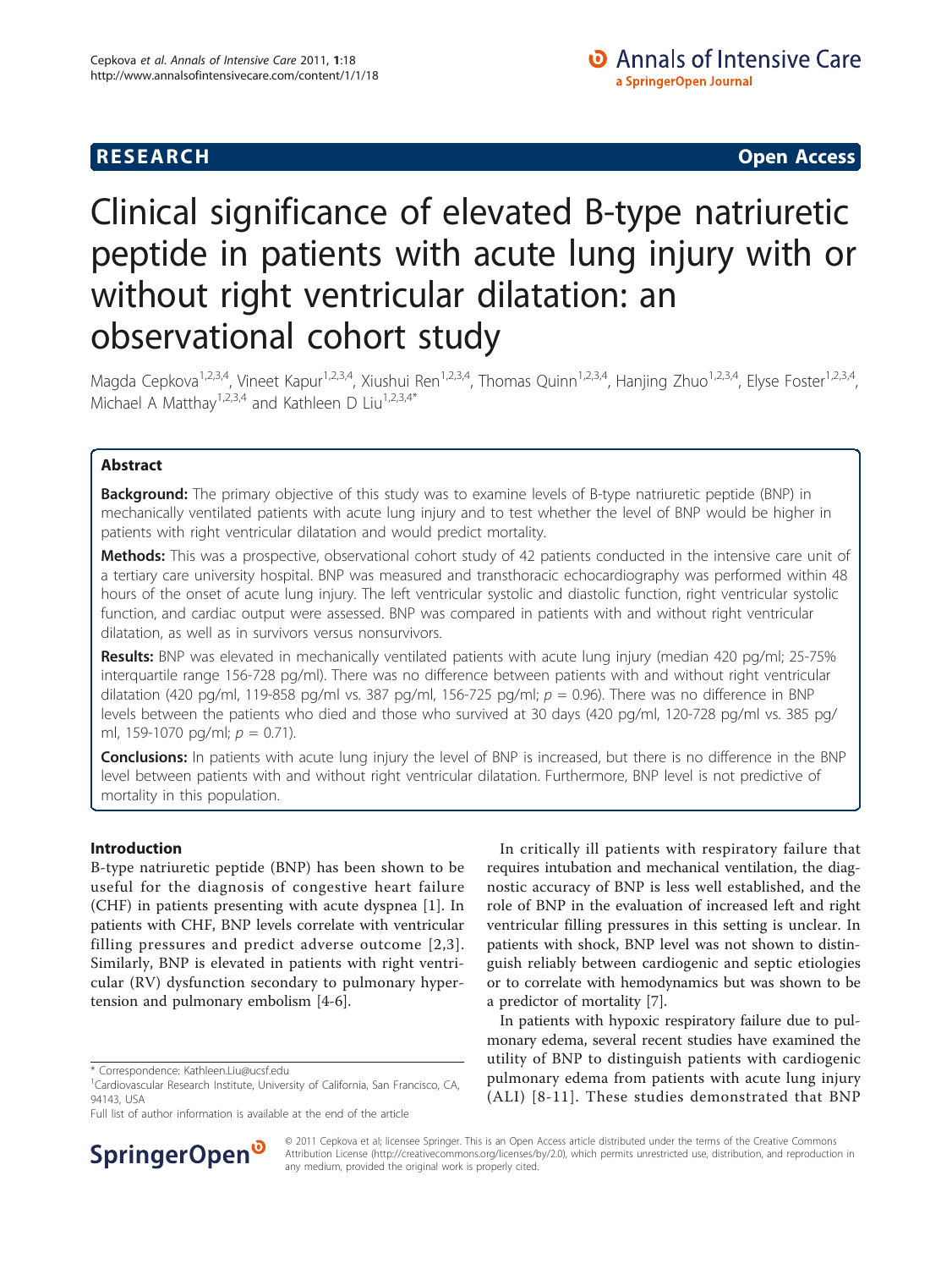**RESEARCH** **Open Access**

# Clinical significance of elevated B-type natriuretic peptide in patients with acute lung injury with or without right ventricular dilatation: an observational cohort study

Magda Cepkova[1,2,3,4], Vineet Kapur[1,2,3,4], Xiushui Ren[1,2,3,4], Thomas Quinn[1,2,3,4], Hanjing Zhuo[1,2,3,4], Elyse Foster[1,2,3,4], Michael A Matthay[1,2,3,4] and Kathleen D Liu[1,2,3,4*]

## Abstract

**Background:** The primary objective of this study was to examine levels of B-type natriuretic peptide (BNP) in mechanically ventilated patients with acute lung injury and to test whether the level of BNP would be higher in patients with right ventricular dilatation and would predict mortality.

**Methods:** This was a prospective, observational cohort study of 42 patients conducted in the intensive care unit of a tertiary care university hospital. BNP was measured and transthoracic echocardiography was performed within 48 hours of the onset of acute lung injury. The left ventricular systolic and diastolic function, right ventricular systolic function, and cardiac output were assessed. BNP was compared in patients with and without right ventricular dilatation, as well as in survivors versus nonsurvivors.

**Results:** BNP was elevated in mechanically ventilated patients with acute lung injury (median 420 pg/ml; 25-75% interquartile range 156-728 pg/ml). There was no difference between patients with and without right ventricular dilatation (420 pg/ml, 119-858 pg/ml vs. 387 pg/ml, 156-725 pg/ml; $p = 0.96$). There was no difference in BNP levels between the patients who died and those who survived at 30 days (420 pg/ml, 120-728 pg/ml vs. 385 pg/ml, 159-1070 pg/ml; $p = 0.71$).

**Conclusions:** In patients with acute lung injury the level of BNP is increased, but there is no difference in the BNP level between patients with and without right ventricular dilatation. Furthermore, BNP level is not predictive of mortality in this population.

## Introduction

B-type natriuretic peptide (BNP) has been shown to be useful for the diagnosis of congestive heart failure (CHF) in patients presenting with acute dyspnea [1]. In patients with CHF, BNP levels correlate with ventricular filling pressures and predict adverse outcome [2,3]. Similarly, BNP is elevated in patients with right ventricular (RV) dysfunction secondary to pulmonary hypertension and pulmonary embolism [4-6].

In critically ill patients with respiratory failure that requires intubation and mechanical ventilation, the diagnostic accuracy of BNP is less well established, and the role of BNP in the evaluation of increased left and right ventricular filling pressures in this setting is unclear. In patients with shock, BNP level was not shown to distinguish reliably between cardiogenic and septic etiologies or to correlate with hemodynamics but was shown to be a predictor of mortality [7].

In patients with hypoxic respiratory failure due to pulmonary edema, several recent studies have examined the utility of BNP to distinguish patients with cardiogenic pulmonary edema from patients with acute lung injury (ALI) [8-11]. These studies demonstrated that BNP

* Correspondence: Kathleen.Liu@ucsf.edu
[1]Cardiovascular Research Institute, University of California, San Francisco, CA, 94143, USA
Full list of author information is available at the end of the article

© 2011 Cepkova et al; licensee Springer. This is an Open Access article distributed under the terms of the Creative Commons Attribution License (http://creativecommons.org/licenses/by/2.0), which permits unrestricted use, distribution, and reproduction in any medium, provided the original work is properly cited.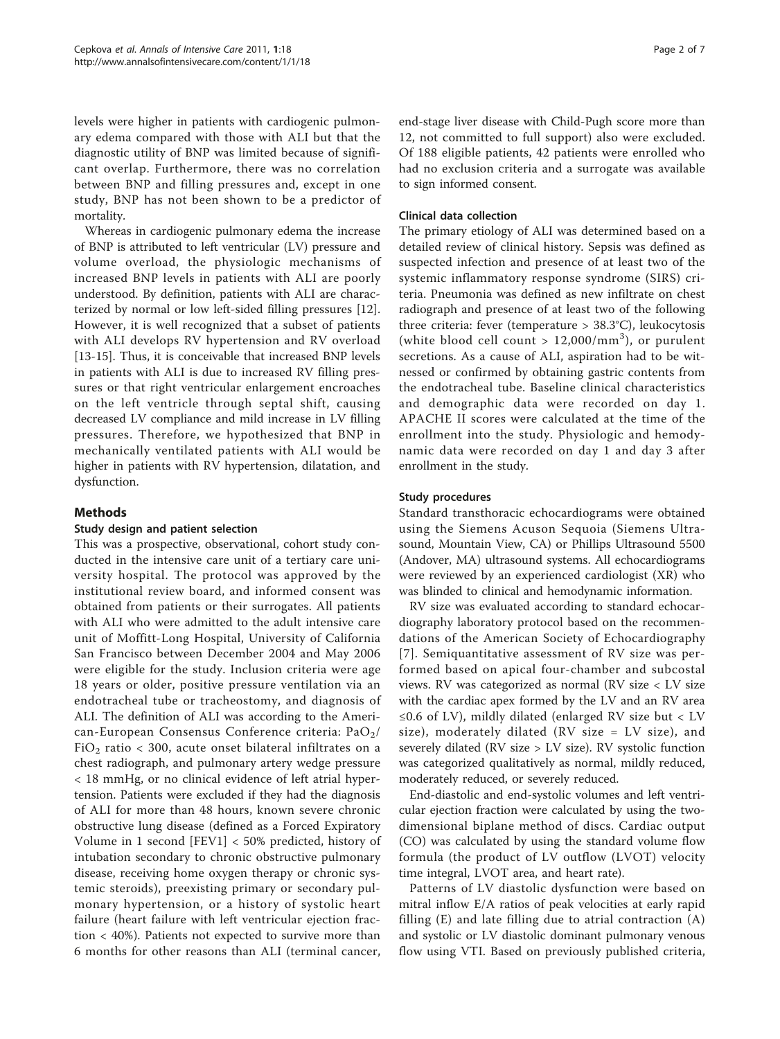levels were higher in patients with cardiogenic pulmonary edema compared with those with ALI but that the diagnostic utility of BNP was limited because of significant overlap. Furthermore, there was no correlation between BNP and filling pressures and, except in one study, BNP has not been shown to be a predictor of mortality.

Whereas in cardiogenic pulmonary edema the increase of BNP is attributed to left ventricular (LV) pressure and volume overload, the physiologic mechanisms of increased BNP levels in patients with ALI are poorly understood. By definition, patients with ALI are characterized by normal or low left-sided filling pressures [12]. However, it is well recognized that a subset of patients with ALI develops RV hypertension and RV overload [13-15]. Thus, it is conceivable that increased BNP levels in patients with ALI is due to increased RV filling pressures or that right ventricular enlargement encroaches on the left ventricle through septal shift, causing decreased LV compliance and mild increase in LV filling pressures. Therefore, we hypothesized that BNP in mechanically ventilated patients with ALI would be higher in patients with RV hypertension, dilatation, and dysfunction.

## Methods

### Study design and patient selection

This was a prospective, observational, cohort study conducted in the intensive care unit of a tertiary care university hospital. The protocol was approved by the institutional review board, and informed consent was obtained from patients or their surrogates. All patients with ALI who were admitted to the adult intensive care unit of Moffitt-Long Hospital, University of California San Francisco between December 2004 and May 2006 were eligible for the study. Inclusion criteria were age 18 years or older, positive pressure ventilation via an endotracheal tube or tracheostomy, and diagnosis of ALI. The definition of ALI was according to the American-European Consensus Conference criteria: $PaO_2/FiO_2$ ratio < 300, acute onset bilateral infiltrates on a chest radiograph, and pulmonary artery wedge pressure < 18 mmHg, or no clinical evidence of left atrial hypertension. Patients were excluded if they had the diagnosis of ALI for more than 48 hours, known severe chronic obstructive lung disease (defined as a Forced Expiratory Volume in 1 second [FEV1] < 50% predicted, history of intubation secondary to chronic obstructive pulmonary disease, receiving home oxygen therapy or chronic systemic steroids), preexisting primary or secondary pulmonary hypertension, or a history of systolic heart failure (heart failure with left ventricular ejection fraction < 40%). Patients not expected to survive more than 6 months for other reasons than ALI (terminal cancer, end-stage liver disease with Child-Pugh score more than 12, not committed to full support) also were excluded. Of 188 eligible patients, 42 patients were enrolled who had no exclusion criteria and a surrogate was available to sign informed consent.

### Clinical data collection

The primary etiology of ALI was determined based on a detailed review of clinical history. Sepsis was defined as suspected infection and presence of at least two of the systemic inflammatory response syndrome (SIRS) criteria. Pneumonia was defined as new infiltrate on chest radiograph and presence of at least two of the following three criteria: fever (temperature > 38.3°C), leukocytosis (white blood cell count > $12{,}000/mm^3$), or purulent secretions. As a cause of ALI, aspiration had to be witnessed or confirmed by obtaining gastric contents from the endotracheal tube. Baseline clinical characteristics and demographic data were recorded on day 1. APACHE II scores were calculated at the time of the enrollment into the study. Physiologic and hemodynamic data were recorded on day 1 and day 3 after enrollment in the study.

### Study procedures

Standard transthoracic echocardiograms were obtained using the Siemens Acuson Sequoia (Siemens Ultrasound, Mountain View, CA) or Phillips Ultrasound 5500 (Andover, MA) ultrasound systems. All echocardiograms were reviewed by an experienced cardiologist (XR) who was blinded to clinical and hemodynamic information.

RV size was evaluated according to standard echocardiography laboratory protocol based on the recommendations of the American Society of Echocardiography [7]. Semiquantitative assessment of RV size was performed based on apical four-chamber and subcostal views. RV was categorized as normal (RV size < LV size with the cardiac apex formed by the LV and an RV area ≤0.6 of LV), mildly dilated (enlarged RV size but < LV size), moderately dilated (RV size = LV size), and severely dilated (RV size > LV size). RV systolic function was categorized qualitatively as normal, mildly reduced, moderately reduced, or severely reduced.

End-diastolic and end-systolic volumes and left ventricular ejection fraction were calculated by using the two-dimensional biplane method of discs. Cardiac output (CO) was calculated by using the standard volume flow formula (the product of LV outflow (LVOT) velocity time integral, LVOT area, and heart rate).

Patterns of LV diastolic dysfunction were based on mitral inflow E/A ratios of peak velocities at early rapid filling (E) and late filling due to atrial contraction (A) and systolic or LV diastolic dominant pulmonary venous flow using VTI. Based on previously published criteria,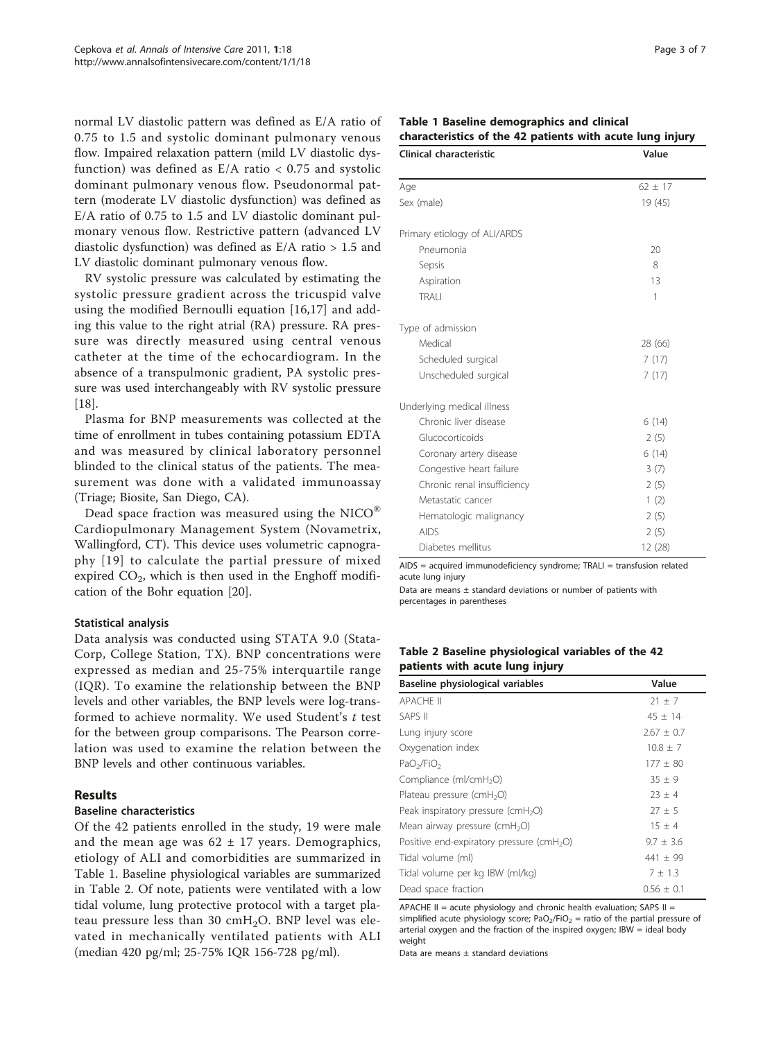normal LV diastolic pattern was defined as E/A ratio of 0.75 to 1.5 and systolic dominant pulmonary venous flow. Impaired relaxation pattern (mild LV diastolic dysfunction) was defined as E/A ratio < 0.75 and systolic dominant pulmonary venous flow. Pseudonormal pattern (moderate LV diastolic dysfunction) was defined as E/A ratio of 0.75 to 1.5 and LV diastolic dominant pulmonary venous flow. Restrictive pattern (advanced LV diastolic dysfunction) was defined as E/A ratio > 1.5 and LV diastolic dominant pulmonary venous flow.

RV systolic pressure was calculated by estimating the systolic pressure gradient across the tricuspid valve using the modified Bernoulli equation [16,17] and adding this value to the right atrial (RA) pressure. RA pressure was directly measured using central venous catheter at the time of the echocardiogram. In the absence of a transpulmonic gradient, PA systolic pressure was used interchangeably with RV systolic pressure [18].

Plasma for BNP measurements was collected at the time of enrollment in tubes containing potassium EDTA and was measured by clinical laboratory personnel blinded to the clinical status of the patients. The measurement was done with a validated immunoassay (Triage; Biosite, San Diego, CA).

Dead space fraction was measured using the NICO® Cardiopulmonary Management System (Novametrix, Wallingford, CT). This device uses volumetric capnography [19] to calculate the partial pressure of mixed expired $CO_2$, which is then used in the Enghoff modification of the Bohr equation [20].

### Statistical analysis

Data analysis was conducted using STATA 9.0 (StataCorp, College Station, TX). BNP concentrations were expressed as median and 25-75% interquartile range (IQR). To examine the relationship between the BNP levels and other variables, the BNP levels were log-transformed to achieve normality. We used Student's *t* test for the between group comparisons. The Pearson correlation was used to examine the relation between the BNP levels and other continuous variables.

## Results

### Baseline characteristics

Of the 42 patients enrolled in the study, 19 were male and the mean age was 62 ± 17 years. Demographics, etiology of ALI and comorbidities are summarized in Table 1. Baseline physiological variables are summarized in Table 2. Of note, patients were ventilated with a low tidal volume, lung protective protocol with a target plateau pressure less than 30 $cmH_2O$. BNP level was elevated in mechanically ventilated patients with ALI (median 420 pg/ml; 25-75% IQR 156-728 pg/ml).

**Table 1 Baseline demographics and clinical characteristics of the 42 patients with acute lung injury**

| Clinical characteristic | Value |
|---|---|
| Age | 62 ± 17 |
| Sex (male) | 19 (45) |
| Primary etiology of ALI/ARDS | |
| Pneumonia | 20 |
| Sepsis | 8 |
| Aspiration | 13 |
| TRALI | 1 |
| Type of admission | |
| Medical | 28 (66) |
| Scheduled surgical | 7 (17) |
| Unscheduled surgical | 7 (17) |
| Underlying medical illness | |
| Chronic liver disease | 6 (14) |
| Glucocorticoids | 2 (5) |
| Coronary artery disease | 6 (14) |
| Congestive heart failure | 3 (7) |
| Chronic renal insufficiency | 2 (5) |
| Metastatic cancer | 1 (2) |
| Hematologic malignancy | 2 (5) |
| AIDS | 2 (5) |
| Diabetes mellitus | 12 (28) |

AIDS = acquired immunodeficiency syndrome; TRALI = transfusion related acute lung injury

Data are means ± standard deviations or number of patients with percentages in parentheses

**Table 2 Baseline physiological variables of the 42 patients with acute lung injury**

| Baseline physiological variables | Value |
|---|---|
| APACHE II | 21 ± 7 |
| SAPS II | 45 ± 14 |
| Lung injury score | 2.67 ± 0.7 |
| Oxygenation index | 10.8 ± 7 |
| $PaO_2/FiO_2$ | 177 ± 80 |
| Compliance ($ml/cmH_2O$) | 35 ± 9 |
| Plateau pressure ($cmH_2O$) | 23 ± 4 |
| Peak inspiratory pressure ($cmH_2O$) | 27 ± 5 |
| Mean airway pressure ($cmH_2O$) | 15 ± 4 |
| Positive end-expiratory pressure ($cmH_2O$) | 9.7 ± 3.6 |
| Tidal volume (ml) | 441 ± 99 |
| Tidal volume per kg IBW (ml/kg) | 7 ± 1.3 |
| Dead space fraction | 0.56 ± 0.1 |

APACHE II = acute physiology and chronic health evaluation; SAPS II = simplified acute physiology score; $PaO_2/FiO_2$ = ratio of the partial pressure of arterial oxygen and the fraction of the inspired oxygen; IBW = ideal body weight

Data are means ± standard deviations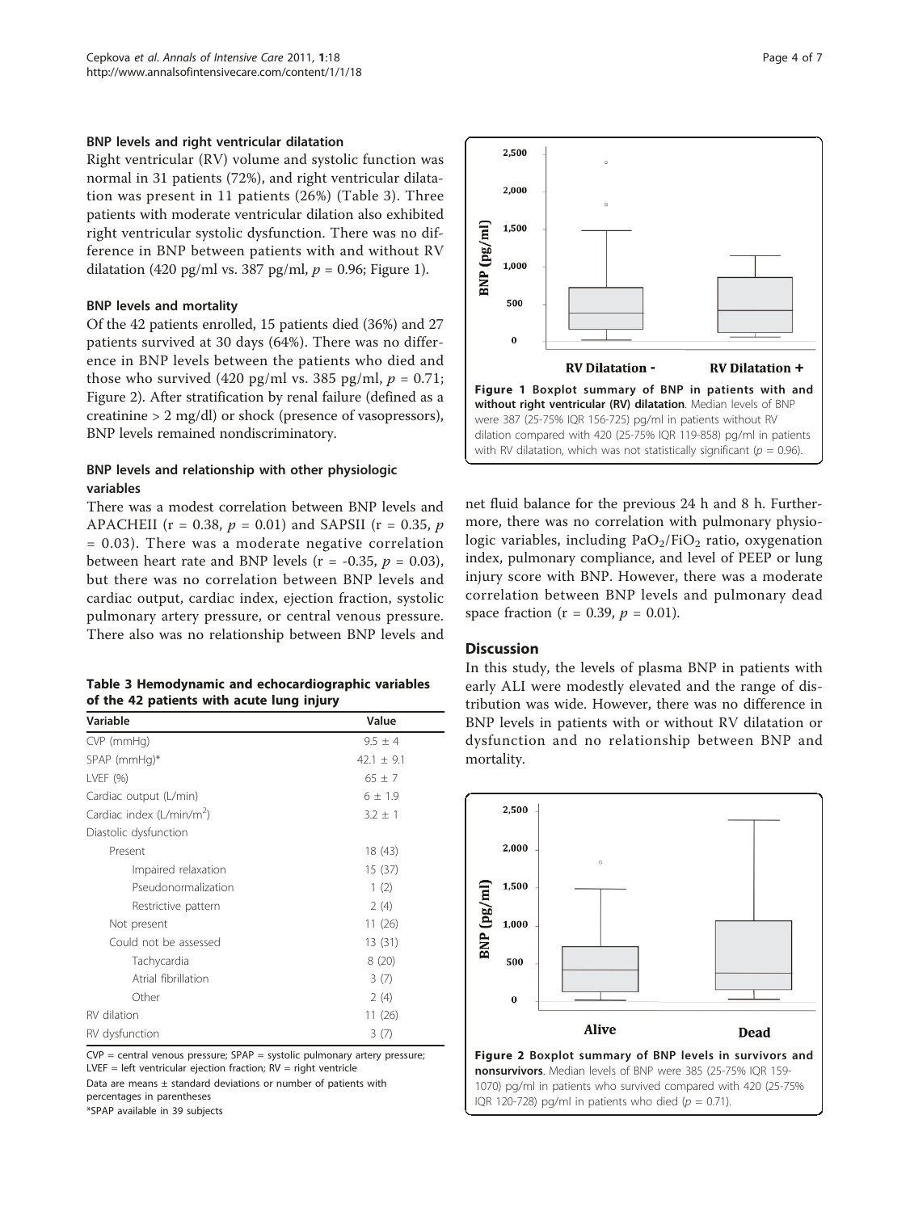### BNP levels and right ventricular dilatation

Right ventricular (RV) volume and systolic function was normal in 31 patients (72%), and right ventricular dilatation was present in 11 patients (26%) (Table 3). Three patients with moderate ventricular dilation also exhibited right ventricular systolic dysfunction. There was no difference in BNP between patients with and without RV dilatation (420 pg/ml vs. 387 pg/ml, $p = 0.96$; Figure 1).

### BNP levels and mortality

Of the 42 patients enrolled, 15 patients died (36%) and 27 patients survived at 30 days (64%). There was no difference in BNP levels between the patients who died and those who survived (420 pg/ml vs. 385 pg/ml, $p = 0.71$; Figure 2). After stratification by renal failure (defined as a creatinine > 2 mg/dl) or shock (presence of vasopressors), BNP levels remained nondiscriminatory.

### BNP levels and relationship with other physiologic variables

There was a modest correlation between BNP levels and APACHEII ($r = 0.38$, $p = 0.01$) and SAPSII ($r = 0.35$, $p = 0.03$). There was a moderate negative correlation between heart rate and BNP levels ($r = -0.35$, $p = 0.03$), but there was no correlation between BNP levels and cardiac output, cardiac index, ejection fraction, systolic pulmonary artery pressure, or central venous pressure. There also was no relationship between BNP levels and net fluid balance for the previous 24 h and 8 h. Furthermore, there was no correlation with pulmonary physiologic variables, including $PaO_2/FiO_2$ ratio, oxygenation index, pulmonary compliance, and level of PEEP or lung injury score with BNP. However, there was a moderate correlation between BNP levels and pulmonary dead space fraction ($r = 0.39$, $p = 0.01$).

**Table 3 Hemodynamic and echocardiographic variables of the 42 patients with acute lung injury**

| Variable | Value |
|---|---|
| CVP (mmHg) | 9.5 ± 4 |
| SPAP (mmHg)* | 42.1 ± 9.1 |
| LVEF (%) | 65 ± 7 |
| Cardiac output (L/min) | 6 ± 1.9 |
| Cardiac index (L/min/m$^2$) | 3.2 ± 1 |
| Diastolic dysfunction | |
| Present | 18 (43) |
| Impaired relaxation | 15 (37) |
| Pseudonormalization | 1 (2) |
| Restrictive pattern | 2 (4) |
| Not present | 11 (26) |
| Could not be assessed | 13 (31) |
| Tachycardia | 8 (20) |
| Atrial fibrillation | 3 (7) |
| Other | 2 (4) |
| RV dilation | 11 (26) |
| RV dysfunction | 3 (7) |

CVP = central venous pressure; SPAP = systolic pulmonary artery pressure; LVEF = left ventricular ejection fraction; RV = right ventricle

Data are means ± standard deviations or number of patients with percentages in parentheses

*SPAP available in 39 subjects

**Figure 1 Boxplot summary of BNP in patients with and without right ventricular (RV) dilatation**. Median levels of BNP were 387 (25-75% IQR 156-725) pg/ml in patients without RV dilatation compared with 420 (25-75% IQR 119-858) pg/ml in patients with RV dilatation, which was not statistically significant ($p = 0.96$).

## Discussion

In this study, the levels of plasma BNP in patients with early ALI were modestly elevated and the range of distribution was wide. However, there was no difference in BNP levels in patients with or without RV dilatation or dysfunction and no relationship between BNP and mortality.

**Figure 2 Boxplot summary of BNP levels in survivors and nonsurvivors**. Median levels of BNP were 385 (25-75% IQR 159-1070) pg/ml in patients who survived compared with 420 (25-75% IQR 120-728) pg/ml in patients who died ($p = 0.71$).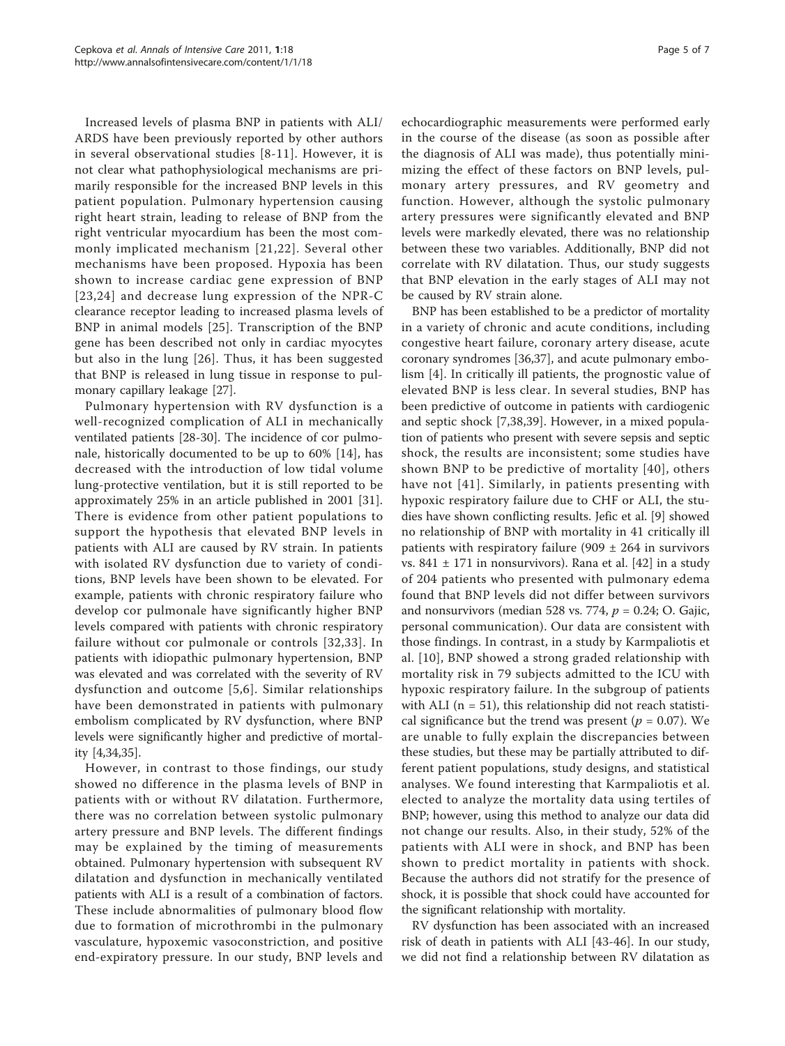Increased levels of plasma BNP in patients with ALI/ARDS have been previously reported by other authors in several observational studies [8-11]. However, it is not clear what pathophysiological mechanisms are primarily responsible for the increased BNP levels in this patient population. Pulmonary hypertension causing right heart strain, leading to release of BNP from the right ventricular myocardium has been the most commonly implicated mechanism [21,22]. Several other mechanisms have been proposed. Hypoxia has been shown to increase cardiac gene expression of BNP [23,24] and decrease lung expression of the NPR-C clearance receptor leading to increased plasma levels of BNP in animal models [25]. Transcription of the BNP gene has been described not only in cardiac myocytes but also in the lung [26]. Thus, it has been suggested that BNP is released in lung tissue in response to pulmonary capillary leakage [27].

Pulmonary hypertension with RV dysfunction is a well-recognized complication of ALI in mechanically ventilated patients [28-30]. The incidence of cor pulmonale, historically documented to be up to 60% [14], has decreased with the introduction of low tidal volume lung-protective ventilation, but it is still reported to be approximately 25% in an article published in 2001 [31]. There is evidence from other patient populations to support the hypothesis that elevated BNP levels in patients with ALI are caused by RV strain. In patients with isolated RV dysfunction due to variety of conditions, BNP levels have been shown to be elevated. For example, patients with chronic respiratory failure who develop cor pulmonale have significantly higher BNP levels compared with patients with chronic respiratory failure without cor pulmonale or controls [32,33]. In patients with idiopathic pulmonary hypertension, BNP was elevated and was correlated with the severity of RV dysfunction and outcome [5,6]. Similar relationships have been demonstrated in patients with pulmonary embolism complicated by RV dysfunction, where BNP levels were significantly higher and predictive of mortality [4,34,35].

However, in contrast to those findings, our study showed no difference in the plasma levels of BNP in patients with or without RV dilatation. Furthermore, there was no correlation between systolic pulmonary artery pressure and BNP levels. The different findings may be explained by the timing of measurements obtained. Pulmonary hypertension with subsequent RV dilatation and dysfunction in mechanically ventilated patients with ALI is a result of a combination of factors. These include abnormalities of pulmonary blood flow due to formation of microthrombi in the pulmonary vasculature, hypoxemic vasoconstriction, and positive end-expiratory pressure. In our study, BNP levels and echocardiographic measurements were performed early in the course of the disease (as soon as possible after the diagnosis of ALI was made), thus potentially minimizing the effect of these factors on BNP levels, pulmonary artery pressures, and RV geometry and function. However, although the systolic pulmonary artery pressures were significantly elevated and BNP levels were markedly elevated, there was no relationship between these two variables. Additionally, BNP did not correlate with RV dilatation. Thus, our study suggests that BNP elevation in the early stages of ALI may not be caused by RV strain alone.

BNP has been established to be a predictor of mortality in a variety of chronic and acute conditions, including congestive heart failure, coronary artery disease, acute coronary syndromes [36,37], and acute pulmonary embolism [4]. In critically ill patients, the prognostic value of elevated BNP is less clear. In several studies, BNP has been predictive of outcome in patients with cardiogenic and septic shock [7,38,39]. However, in a mixed population of patients who present with severe sepsis and septic shock, the results are inconsistent; some studies have shown BNP to be predictive of mortality [40], others have not [41]. Similarly, in patients presenting with hypoxic respiratory failure due to CHF or ALI, the studies have shown conflicting results. Jefic et al. [9] showed no relationship of BNP with mortality in 41 critically ill patients with respiratory failure ($909 \pm 264$ in survivors vs. $841 \pm 171$ in nonsurvivors). Rana et al. [42] in a study of 204 patients who presented with pulmonary edema found that BNP levels did not differ between survivors and nonsurvivors (median 528 vs. 774, $p = 0.24$; O. Gajic, personal communication). Our data are consistent with those findings. In contrast, in a study by Karmpaliotis et al. [10], BNP showed a strong graded relationship with mortality risk in 79 subjects admitted to the ICU with hypoxic respiratory failure. In the subgroup of patients with ALI ($n = 51$), this relationship did not reach statistical significance but the trend was present ($p = 0.07$). We are unable to fully explain the discrepancies between these studies, but these may be partially attributed to different patient populations, study designs, and statistical analyses. We found interesting that Karmpaliotis et al. elected to analyze the mortality data using tertiles of BNP; however, using this method to analyze our data did not change our results. Also, in their study, 52% of the patients with ALI were in shock, and BNP has been shown to predict mortality in patients with shock. Because the authors did not stratify for the presence of shock, it is possible that shock could have accounted for the significant relationship with mortality.

RV dysfunction has been associated with an increased risk of death in patients with ALI [43-46]. In our study, we did not find a relationship between RV dilatation as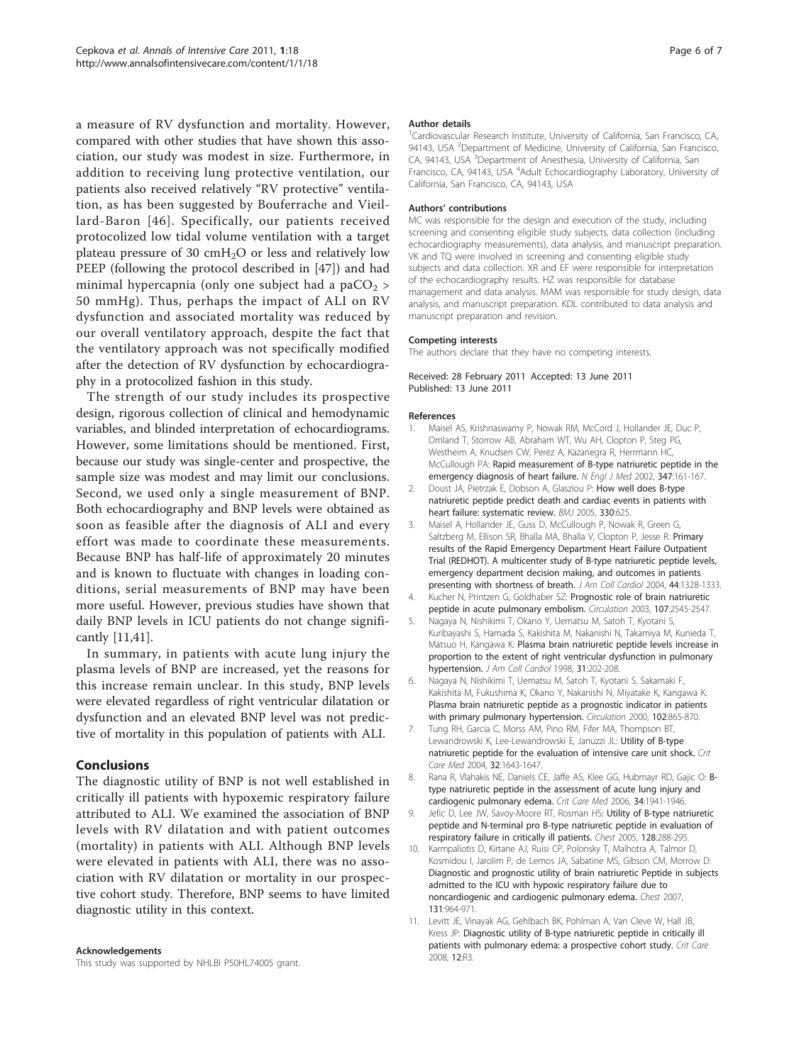a measure of RV dysfunction and mortality. However, compared with other studies that have shown this association, our study was modest in size. Furthermore, in addition to receiving lung protective ventilation, our patients also received relatively "RV protective" ventilation, as has been suggested by Bouferrache and Vieillard-Baron [46]. Specifically, our patients received protocolized low tidal volume ventilation with a target plateau pressure of 30 $cmH_2O$ or less and relatively low PEEP (following the protocol described in [47]) and had minimal hypercapnia (only one subject had a $paCO_2$ > 50 mmHg). Thus, perhaps the impact of ALI on RV dysfunction and associated mortality was reduced by our overall ventilatory approach, despite the fact that the ventilatory approach was not specifically modified after the detection of RV dysfunction by echocardiography in a protocolized fashion in this study.

The strength of our study includes its prospective design, rigorous collection of clinical and hemodynamic variables, and blinded interpretation of echocardiograms. However, some limitations should be mentioned. First, because our study was single-center and prospective, the sample size was modest and may limit our conclusions. Second, we used only a single measurement of BNP. Both echocardiography and BNP levels were obtained as soon as feasible after the diagnosis of ALI and every effort was made to coordinate these measurements. Because BNP has half-life of approximately 20 minutes and is known to fluctuate with changes in loading conditions, serial measurements of BNP may have been more useful. However, previous studies have shown that daily BNP levels in ICU patients do not change significantly [11,41].

In summary, in patients with acute lung injury the plasma levels of BNP are increased, yet the reasons for this increase remain unclear. In this study, BNP levels were elevated regardless of right ventricular dilatation or dysfunction and an elevated BNP level was not predictive of mortality in this population of patients with ALI.

## Conclusions

The diagnostic utility of BNP is not well established in critically ill patients with hypoxemic respiratory failure attributed to ALI. We examined the association of BNP levels with RV dilatation and with patient outcomes (mortality) in patients with ALI. Although BNP levels were elevated in patients with ALI, there was no association with RV dilatation or mortality in our prospective cohort study. Therefore, BNP seems to have limited diagnostic utility in this context.

#### Acknowledgements

This study was supported by NHLBI P50HL74005 grant.

#### Author details

[1]Cardiovascular Research Institute, University of California, San Francisco, CA, 94143, USA [2]Department of Medicine, University of California, San Francisco, CA, 94143, USA [3]Department of Anesthesia, University of California, San Francisco, CA, 94143, USA [4]Adult Echocardiography Laboratory, University of California, San Francisco, CA, 94143, USA

#### Authors' contributions

MC was responsible for the design and execution of the study, including screening and consenting eligible study subjects, data collection (including echocardiography measurements), data analysis, and manuscript preparation. VK and TQ were involved in screening and consenting eligible study subjects and data collection. XR and EF were responsible for interpretation of the echocardiography results. HZ was responsible for database management and data analysis. MAM was responsible for study design, data analysis, and manuscript preparation. KDL contributed to data analysis and manuscript preparation and revision.

#### Competing interests

The authors declare that they have no competing interests.

Received: 28 February 2011 Accepted: 13 June 2011
Published: 13 June 2011

#### References

1. Maisel AS, Krishnaswamy P, Nowak RM, McCord J, Hollander JE, Duc P, Omland T, Storrow AB, Abraham WT, Wu AH, Clopton P, Steg PG, Westheim A, Knudsen CW, Perez A, Kazanegra R, Herrmann HC, McCullough PA: Rapid measurement of B-type natriuretic peptide in the emergency diagnosis of heart failure. *N Engl J Med* 2002, 347:161-167.
2. Doust JA, Pietrzak E, Dobson A, Glasziou P: How well does B-type natriuretic peptide predict death and cardiac events in patients with heart failure: systematic review. *BMJ* 2005, 330:625.
3. Maisel A, Hollander JE, Guss D, McCullough P, Nowak R, Green G, Saltzberg M, Ellison SR, Bhalla MA, Bhalla V, Clopton P, Jesse R: Primary results of the Rapid Emergency Department Heart Failure Outpatient Trial (REDHOT). A multicenter study of B-type natriuretic peptide levels, emergency department decision making, and outcomes in patients presenting with shortness of breath. *J Am Coll Cardiol* 2004, 44:1328-1333.
4. Kucher N, Printzen G, Goldhaber SZ: Prognostic role of brain natriuretic peptide in acute pulmonary embolism. *Circulation* 2003, 107:2545-2547.
5. Nagaya N, Nishikimi T, Okano Y, Uematsu M, Satoh T, Kyotani S, Kuribayashi S, Hamada S, Kakishita M, Nakanishi N, Takamiya M, Kunieda T, Matsuo H, Kangawa K: Plasma brain natriuretic peptide levels increase in proportion to the extent of right ventricular dysfunction in pulmonary hypertension. *J Am Coll Cardiol* 1998, 31:202-208.
6. Nagaya N, Nishikimi T, Uematsu M, Satoh T, Kyotani S, Sakamaki F, Kakishita M, Fukushima K, Okano Y, Nakanishi N, Miyatake K, Kangawa K: Plasma brain natriuretic peptide as a prognostic indicator in patients with primary pulmonary hypertension. *Circulation* 2000, 102:865-870.
7. Tung RH, Garcia C, Morss AM, Pino RM, Fifer MA, Thompson BT, Lewandrowski K, Lee-Lewandrowski E, Januzzi JL: Utility of B-type natriuretic peptide for the evaluation of intensive care unit shock. *Crit Care Med* 2004, 32:1643-1647.
8. Rana R, Vlahakis NE, Daniels CE, Jaffe AS, Klee GG, Hubmayr RD, Gajic O: B-type natriuretic peptide in the assessment of acute lung injury and cardiogenic pulmonary edema. *Crit Care Med* 2006, 34:1941-1946.
9. Jefic D, Lee JW, Savoy-Moore RT, Rosman HS: Utility of B-type natriuretic peptide and N-terminal pro B-type natriuretic peptide in evaluation of respiratory failure in critically ill patients. *Chest* 2005, 128:288-295.
10. Karmpaliotis D, Kirtane AJ, Ruisi CP, Polonsky T, Malhotra A, Talmor D, Kosmidou I, Jarolim P, de Lemos JA, Sabatine MS, Gibson CM, Morrow D: Diagnostic and prognostic utility of brain natriuretic Peptide in subjects admitted to the ICU with hypoxic respiratory failure due to noncardiogenic and cardiogenic pulmonary edema. *Chest* 2007, 131:964-971.
11. Levitt JE, Vinayak AG, Gehlbach BK, Pohlman A, Van Cleve W, Hall JB, Kress JP: Diagnostic utility of B-type natriuretic peptide in critically ill patients with pulmonary edema: a prospective cohort study. *Crit Care* 2008, 12:R3.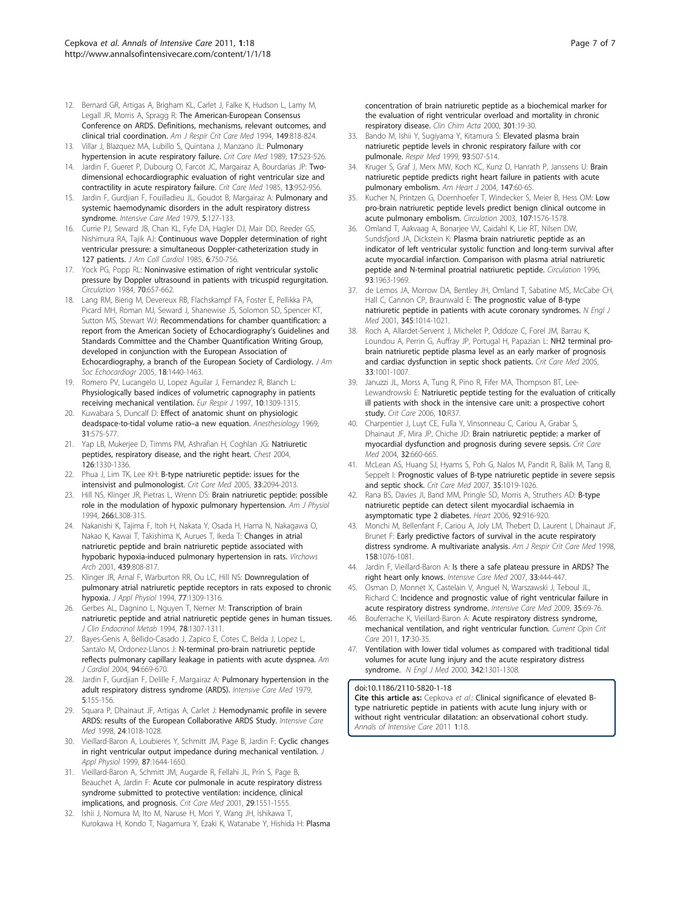12. Bernard GR, Artigas A, Brigham KL, Carlet J, Falke K, Hudson L, Lamy M, Legall JR, Morris A, Spragg R: **The American-European Consensus Conference on ARDS. Definitions, mechanisms, relevant outcomes, and clinical trial coordination.** *Am J Respir Crit Care Med* 1994, **149**:818-824.
13. Villar J, Blazquez MA, Lubillo S, Quintana J, Manzano JL: **Pulmonary hypertension in acute respiratory failure.** *Crit Care Med* 1989, **17**:523-526.
14. Jardin F, Gueret P, Dubourg O, Farcot JC, Margairaz A, Bourdarias JP: **Two-dimensional echocardiographic evaluation of right ventricular size and contractility in acute respiratory failure.** *Crit Care Med* 1985, **13**:952-956.
15. Jardin F, Gurdjian F, Fouilladieu JL, Goudot B, Margairaz A: **Pulmonary and systemic haemodynamic disorders in the adult respiratory distress syndrome.** *Intensive Care Med* 1979, **5**:127-133.
16. Currie PJ, Seward JB, Chan KL, Fyfe DA, Hagler DJ, Mair DD, Reeder GS, Nishimura RA, Tajik AJ: **Continuous wave Doppler determination of right ventricular pressure: a simultaneous Doppler-catheterization study in 127 patients.** *J Am Coll Cardiol* 1985, **6**:750-756.
17. Yock PG, Popp RL: **Noninvasive estimation of right ventricular systolic pressure by Doppler ultrasound in patients with tricuspid regurgitation.** *Circulation* 1984, **70**:657-662.
18. Lang RM, Bierig M, Devereux RB, Flachskampf FA, Foster E, Pellikka PA, Picard MH, Roman MJ, Seward J, Shanewise JS, Solomon SD, Spencer KT, Sutton MS, Stewart WJ: **Recommendations for chamber quantification: a report from the American Society of Echocardiography's Guidelines and Standards Committee and the Chamber Quantification Writing Group, developed in conjunction with the European Association of Echocardiography, a branch of the European Society of Cardiology.** *J Am Soc Echocardiogr* 2005, **18**:1440-1463.
19. Romero PV, Lucangelo U, Lopez Aguilar J, Fernandez R, Blanch L: **Physiologically based indices of volumetric capnography in patients receiving mechanical ventilation.** *Eur Respir J* 1997, **10**:1309-1315.
20. Kuwabara S, Duncalf D: **Effect of anatomic shunt on physiologic deadspace-to-tidal volume ratio–a new equation.** *Anesthesiology* 1969, **31**:575-577.
21. Yap LB, Mukerjee D, Timms PM, Ashrafian H, Coghlan JG: **Natriuretic peptides, respiratory disease, and the right heart.** *Chest* 2004, **126**:1330-1336.
22. Phua J, Lim TK, Lee KH: **B-type natriuretic peptide: issues for the intensivist and pulmonologist.** *Crit Care Med* 2005, **33**:2094-2013.
23. Hill NS, Klinger JR, Pietras L, Wrenn DS: **Brain natriuretic peptide: possible role in the modulation of hypoxic pulmonary hypertension.** *Am J Physiol* 1994, **266**:L308-315.
24. Nakanishi K, Tajima F, Itoh H, Nakata Y, Osada H, Hama N, Nakagawa O, Nakao K, Kawai T, Takishima K, Aurues T, Ikeda T: **Changes in atrial natriuretic peptide and brain natriuretic peptide associated with hypobaric hypoxia-induced pulmonary hypertension in rats.** *Virchows Arch* 2001, **439**:808-817.
25. Klinger JR, Arnal F, Warburton RR, Ou LC, Hill NS: **Downregulation of pulmonary atrial natriuretic peptide receptors in rats exposed to chronic hypoxia.** *J Appl Physiol* 1994, **77**:1309-1316.
26. Gerbes AL, Dagnino L, Nguyen T, Nemer M: **Transcription of brain natriuretic peptide and atrial natriuretic peptide genes in human tissues.** *J Clin Endocrinol Metab* 1994, **78**:1307-1311.
27. Bayes-Genis A, Bellido-Casado J, Zapico E, Cotes C, Belda J, Lopez L, Santalo M, Ordonez-Llanos J: **N-terminal pro-brain natriuretic peptide reflects pulmonary capillary leakage in patients with acute dyspnea.** *Am J Cardiol* 2004, **94**:669-670.
28. Jardin F, Gurdjian F, Delille F, Margairaz A: **Pulmonary hypertension in the adult respiratory distress syndrome (ARDS).** *Intensive Care Med* 1979, **5**:155-156.
29. Squara P, Dhainaut JF, Artigas A, Carlet J: **Hemodynamic profile in severe ARDS: results of the European Collaborative ARDS Study.** *Intensive Care Med* 1998, **24**:1018-1028.
30. Vieillard-Baron A, Loubieres Y, Schmitt JM, Page B, Jardin F: **Cyclic changes in right ventricular output impedance during mechanical ventilation.** *J Appl Physiol* 1999, **87**:1644-1650.
31. Vieillard-Baron A, Schmitt JM, Augarde R, Fellahi JL, Prin S, Page B, Beauchet A, Jardin F: **Acute cor pulmonale in acute respiratory distress syndrome submitted to protective ventilation: incidence, clinical implications, and prognosis.** *Crit Care Med* 2001, **29**:1551-1555.
32. Ishii J, Nomura M, Ito M, Naruse H, Mori Y, Wang JH, Ishikawa T, Kurokawa H, Kondo T, Nagamura Y, Ezaki K, Watanabe Y, Hishida H: **Plasma concentration of brain natriuretic peptide as a biochemical marker for the evaluation of right ventricular overload and mortality in chronic respiratory disease.** *Clin Chim Acta* 2000, **301**:19-30.
33. Bando M, Ishii Y, Sugiyama Y, Kitamura S: **Elevated plasma brain natriuretic peptide levels in chronic respiratory failure with cor pulmonale.** *Respir Med* 1999, **93**:507-514.
34. Kruger S, Graf J, Merx MW, Koch KC, Kunz D, Hanrath P, Janssens U: **Brain natriuretic peptide predicts right heart failure in patients with acute pulmonary embolism.** *Am Heart J* 2004, **147**:60-65.
35. Kucher N, Printzen G, Doernhoefer T, Windecker S, Meier B, Hess OM: **Low pro-brain natriuretic peptide levels predict benign clinical outcome in acute pulmonary embolism.** *Circulation* 2003, **107**:1576-1578.
36. Omland T, Aakvaag A, Bonarjee VV, Caidahl K, Lie RT, Nilsen DW, Sundsfjord JA, Dickstein K: **Plasma brain natriuretic peptide as an indicator of left ventricular systolic function and long-term survival after acute myocardial infarction. Comparison with plasma atrial natriuretic peptide and N-terminal proatrial natriuretic peptide.** *Circulation* 1996, **93**:1963-1969.
37. de Lemos JA, Morrow DA, Bentley JH, Omland T, Sabatine MS, McCabe CH, Hall C, Cannon CP, Braunwald E: **The prognostic value of B-type natriuretic peptide in patients with acute coronary syndromes.** *N Engl J Med* 2001, **345**:1014-1021.
38. Roch A, Allardet-Servent J, Michelet P, Oddoze C, Forel JM, Barrau K, Loundou A, Perrin G, Auffray JP, Portugal H, Papazian L: **NH2 terminal pro-brain natriuretic peptide plasma level as an early marker of prognosis and cardiac dysfunction in septic shock patients.** *Crit Care Med* 2005, **33**:1001-1007.
39. Januzzi JL, Morss A, Tung R, Pino R, Fifer MA, Thompson BT, Lee-Lewandrowski E: **Natriuretic peptide testing for the evaluation of critically ill patients with shock in the intensive care unit: a prospective cohort study.** *Crit Care* 2006, **10**:R37.
40. Charpentier J, Luyt CE, Fulla Y, Vinsonneau C, Cariou A, Grabar S, Dhainaut JF, Mira JP, Chiche JD: **Brain natriuretic peptide: a marker of myocardial dysfunction and prognosis during severe sepsis.** *Crit Care Med* 2004, **32**:660-665.
41. McLean AS, Huang SJ, Hyams S, Poh G, Nalos M, Pandit R, Balik M, Tang B, Seppelt I: **Prognostic values of B-type natriuretic peptide in severe sepsis and septic shock.** *Crit Care Med* 2007, **35**:1019-1026.
42. Rana BS, Davies JI, Band MM, Pringle SD, Morris A, Struthers AD: **B-type natriuretic peptide can detect silent myocardial ischaemia in asymptomatic type 2 diabetes.** *Heart* 2006, **92**:916-920.
43. Monchi M, Bellenfant F, Cariou A, Joly LM, Thebert D, Laurent I, Dhainaut JF, Brunet F: **Early predictive factors of survival in the acute respiratory distress syndrome. A multivariate analysis.** *Am J Respir Crit Care Med* 1998, **158**:1076-1081.
44. Jardin F, Vieillard-Baron A: **Is there a safe plateau pressure in ARDS? The right heart only knows.** *Intensive Care Med* 2007, **33**:444-447.
45. Osman D, Monnet X, Castelain V, Anguel N, Warszawski J, Teboul JL, Richard C: **Incidence and prognostic value of right ventricular failure in acute respiratory distress syndrome.** *Intensive Care Med* 2009, **35**:69-76.
46. Bouferrache K, Vieillard-Baron A: **Acute respiratory distress syndrome, mechanical ventilation, and right ventricular function.** *Current Opin Crit Care* 2011, **17**:30-35.
47. **Ventilation with lower tidal volumes as compared with traditional tidal volumes for acute lung injury and the acute respiratory distress syndrome.** *N Engl J Med* 2000, **342**:1301-1308.

doi:10.1186/2110-5820-1-18

**Cite this article as:** Cepkova *et al.*: Clinical significance of elevated B-type natriuretic peptide in patients with acute lung injury with or without right ventricular dilatation: an observational cohort study. *Annals of Intensive Care* 2011 **1**:18.